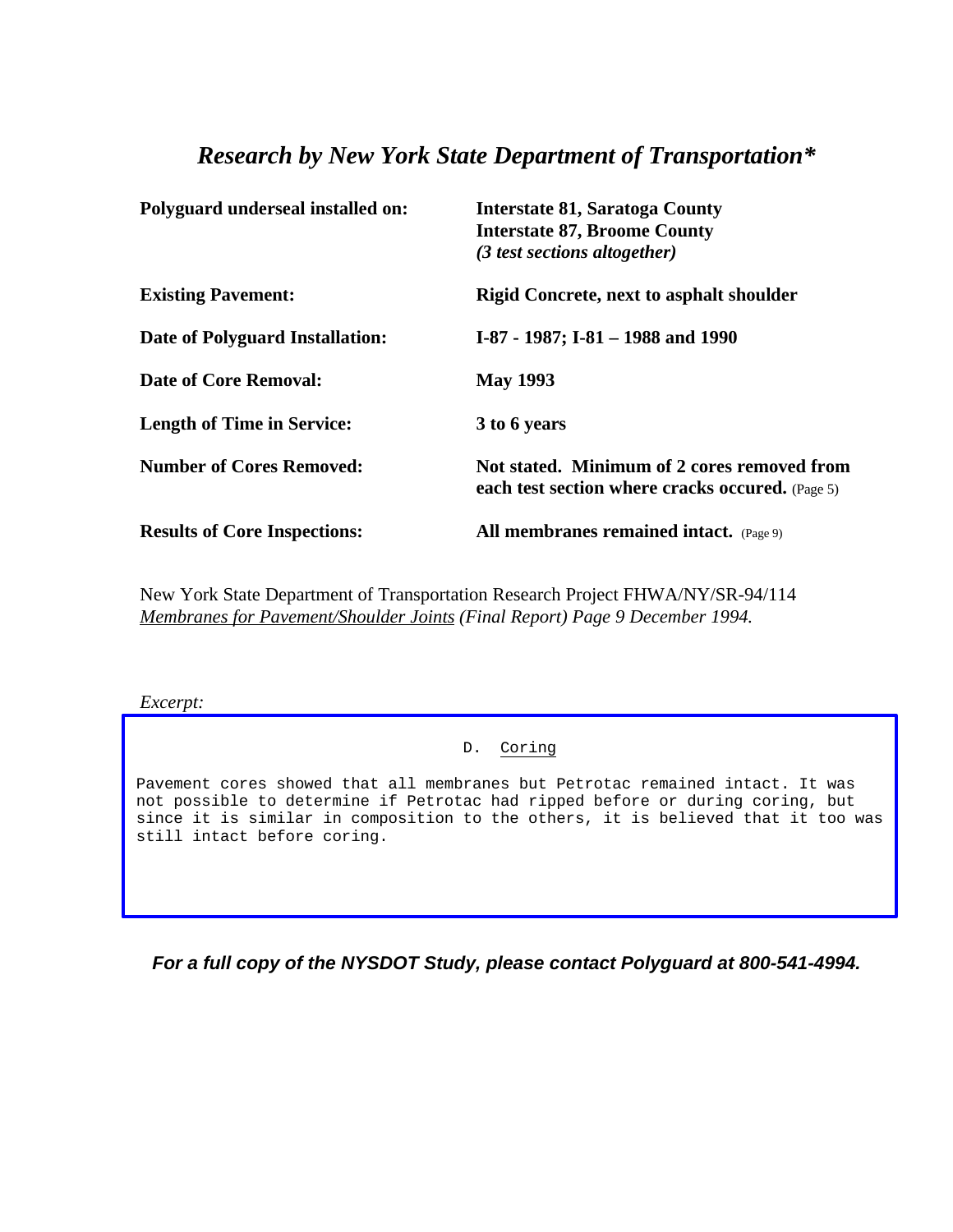# *Research by New York State Department of Transportation\**

| | |
|---|---|
| **Polyguard underseal installed on:** | **Interstate 81, Saratoga County**<br>**Interstate 87, Broome County**<br>***(3 test sections altogether)*** |
| **Existing Pavement:** | **Rigid Concrete, next to asphalt shoulder** |
| **Date of Polyguard Installation:** | **I-87 - 1987; I-81 – 1988 and 1990** |
| **Date of Core Removal:** | **May 1993** |
| **Length of Time in Service:** | **3 to 6 years** |
| **Number of Cores Removed:** | **Not stated. Minimum of 2 cores removed from each test section where cracks occured.** (Page 5) |
| **Results of Core Inspections:** | **All membranes remained intact.** (Page 9) |

New York State Department of Transportation Research Project FHWA/NY/SR-94/114 *Membranes for Pavement/Shoulder Joints (Final Report) Page 9 December 1994.*

*Excerpt:*

```
D. Coring

Pavement cores showed that all membranes but Petrotac remained intact. It was
not possible to determine if Petrotac had ripped before or during coring, but
since it is similar in composition to the others, it is believed that it too was
still intact before coring.
```

***For a full copy of the NYSDOT Study, please contact Polyguard at 800-541-4994.***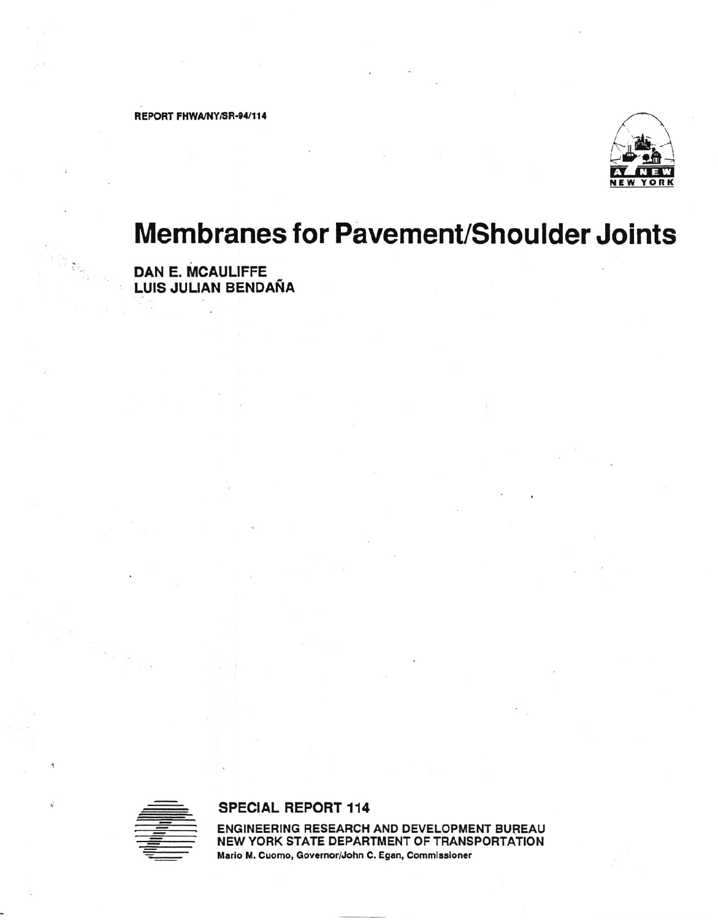REPORT FHWA/NY/SR-94/114

A NEW NEW YORK

# Membranes for Pavement/Shoulder Joints

**DAN E. MCAULIFFE**
**LUIS JULIAN BENDAÑA**

## SPECIAL REPORT 114

**ENGINEERING RESEARCH AND DEVELOPMENT BUREAU**
**NEW YORK STATE DEPARTMENT OF TRANSPORTATION**
Mario M. Cuomo, Governor/John C. Egan, Commissioner